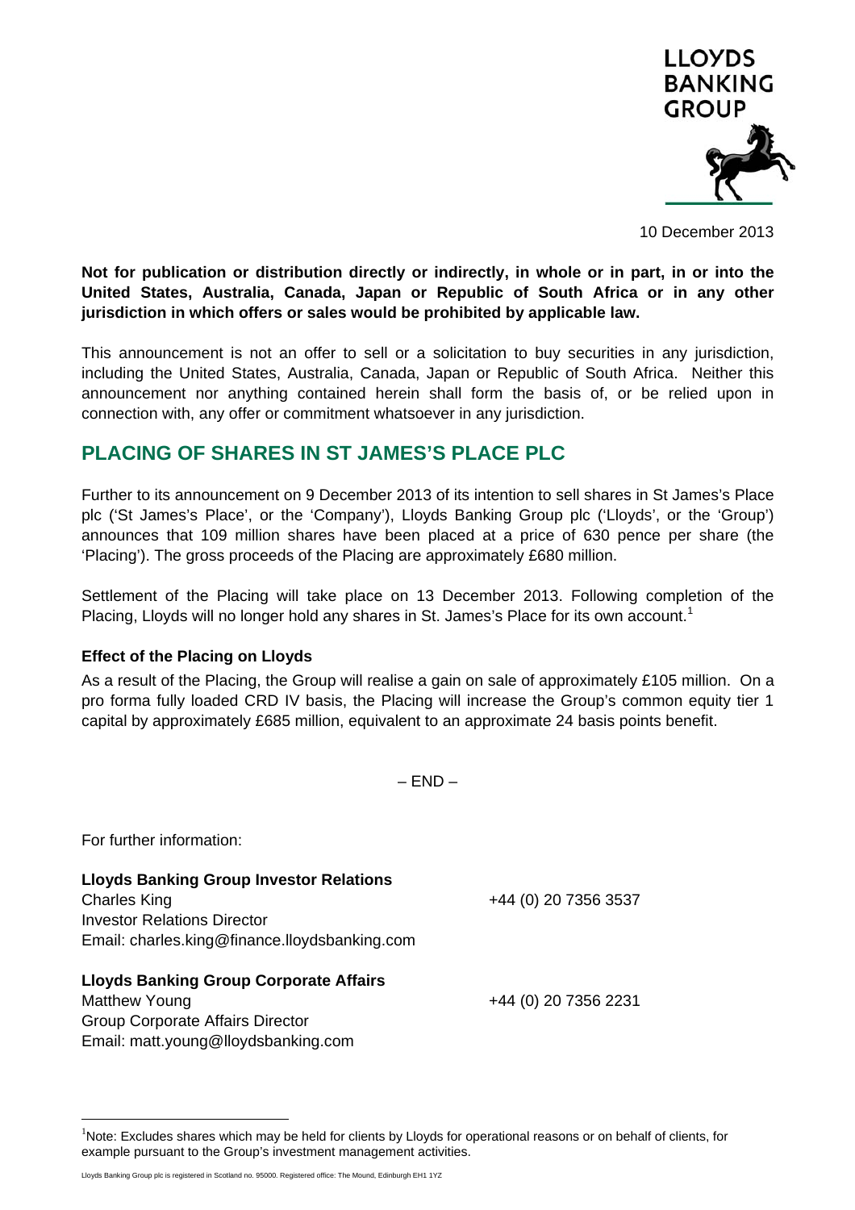LLOYDS BANKING GROUP

10 December 2013

**Not for publication or distribution directly or indirectly, in whole or in part, in or into the United States, Australia, Canada, Japan or Republic of South Africa or in any other jurisdiction in which offers or sales would be prohibited by applicable law.**

This announcement is not an offer to sell or a solicitation to buy securities in any jurisdiction, including the United States, Australia, Canada, Japan or Republic of South Africa. Neither this announcement nor anything contained herein shall form the basis of, or be relied upon in connection with, any offer or commitment whatsoever in any jurisdiction.

# PLACING OF SHARES IN ST JAMES'S PLACE PLC

Further to its announcement on 9 December 2013 of its intention to sell shares in St James's Place plc ('St James's Place', or the 'Company'), Lloyds Banking Group plc ('Lloyds', or the 'Group') announces that 109 million shares have been placed at a price of 630 pence per share (the 'Placing'). The gross proceeds of the Placing are approximately £680 million.

Settlement of the Placing will take place on 13 December 2013. Following completion of the Placing, Lloyds will no longer hold any shares in St. James's Place for its own account.[1]

**Effect of the Placing on Lloyds**

As a result of the Placing, the Group will realise a gain on sale of approximately £105 million. On a pro forma fully loaded CRD IV basis, the Placing will increase the Group's common equity tier 1 capital by approximately £685 million, equivalent to an approximate 24 basis points benefit.

– END –

For further information:

**Lloyds Banking Group Investor Relations**
Charles King  +44 (0) 20 7356 3537
Investor Relations Director
Email: charles.king@finance.lloydsbanking.com

**Lloyds Banking Group Corporate Affairs**
Matthew Young  +44 (0) 20 7356 2231
Group Corporate Affairs Director
Email: matt.young@lloydsbanking.com

[1]Note: Excludes shares which may be held for clients by Lloyds for operational reasons or on behalf of clients, for example pursuant to the Group's investment management activities.

Lloyds Banking Group plc is registered in Scotland no. 95000. Registered office: The Mound, Edinburgh EH1 1YZ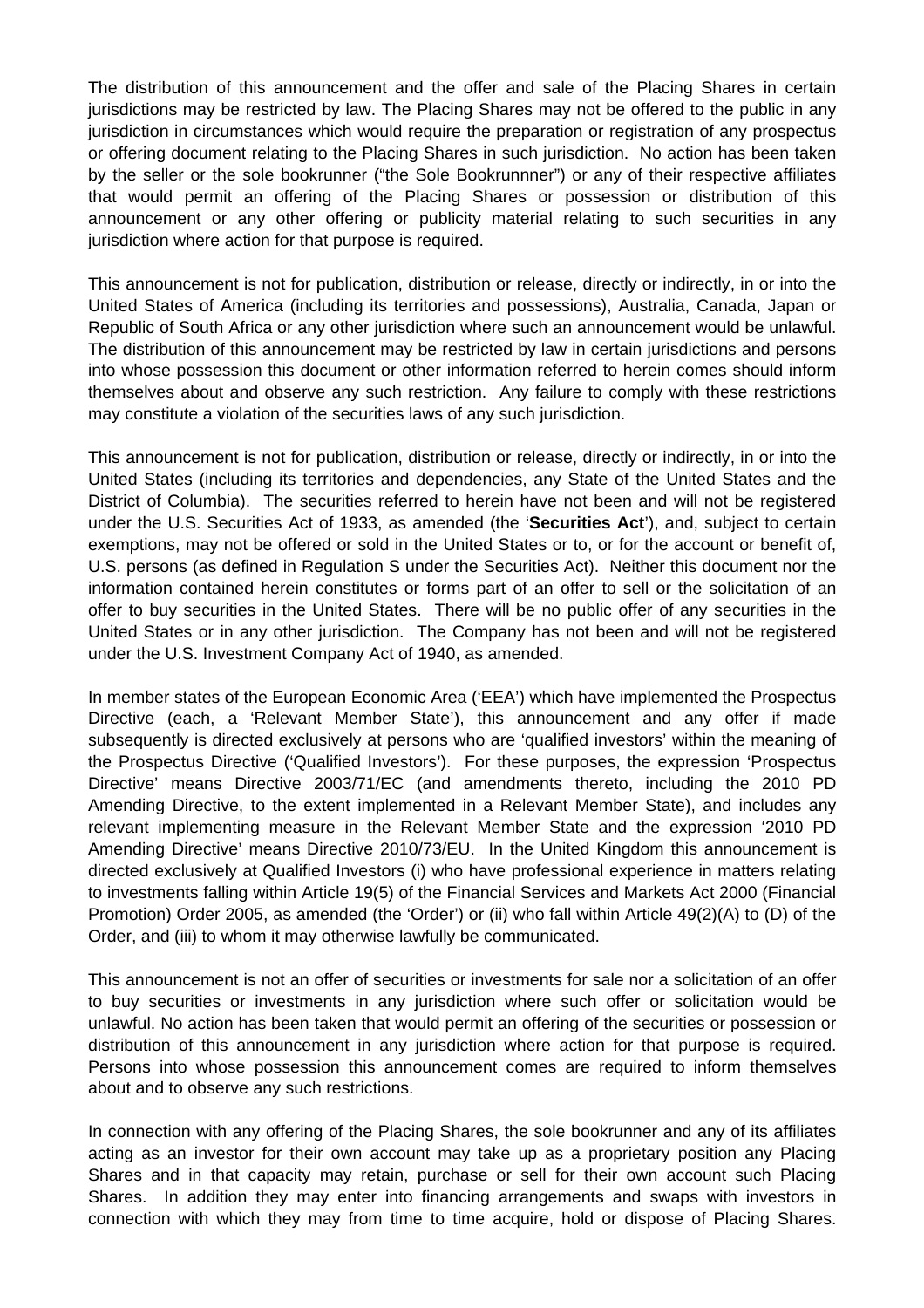The distribution of this announcement and the offer and sale of the Placing Shares in certain jurisdictions may be restricted by law. The Placing Shares may not be offered to the public in any jurisdiction in circumstances which would require the preparation or registration of any prospectus or offering document relating to the Placing Shares in such jurisdiction. No action has been taken by the seller or the sole bookrunner ("the Sole Bookrunnner") or any of their respective affiliates that would permit an offering of the Placing Shares or possession or distribution of this announcement or any other offering or publicity material relating to such securities in any jurisdiction where action for that purpose is required.

This announcement is not for publication, distribution or release, directly or indirectly, in or into the United States of America (including its territories and possessions), Australia, Canada, Japan or Republic of South Africa or any other jurisdiction where such an announcement would be unlawful. The distribution of this announcement may be restricted by law in certain jurisdictions and persons into whose possession this document or other information referred to herein comes should inform themselves about and observe any such restriction. Any failure to comply with these restrictions may constitute a violation of the securities laws of any such jurisdiction.

This announcement is not for publication, distribution or release, directly or indirectly, in or into the United States (including its territories and dependencies, any State of the United States and the District of Columbia). The securities referred to herein have not been and will not be registered under the U.S. Securities Act of 1933, as amended (the '**Securities Act**'), and, subject to certain exemptions, may not be offered or sold in the United States or to, or for the account or benefit of, U.S. persons (as defined in Regulation S under the Securities Act). Neither this document nor the information contained herein constitutes or forms part of an offer to sell or the solicitation of an offer to buy securities in the United States. There will be no public offer of any securities in the United States or in any other jurisdiction. The Company has not been and will not be registered under the U.S. Investment Company Act of 1940, as amended.

In member states of the European Economic Area ('EEA') which have implemented the Prospectus Directive (each, a 'Relevant Member State'), this announcement and any offer if made subsequently is directed exclusively at persons who are 'qualified investors' within the meaning of the Prospectus Directive ('Qualified Investors'). For these purposes, the expression 'Prospectus Directive' means Directive 2003/71/EC (and amendments thereto, including the 2010 PD Amending Directive, to the extent implemented in a Relevant Member State), and includes any relevant implementing measure in the Relevant Member State and the expression '2010 PD Amending Directive' means Directive 2010/73/EU. In the United Kingdom this announcement is directed exclusively at Qualified Investors (i) who have professional experience in matters relating to investments falling within Article 19(5) of the Financial Services and Markets Act 2000 (Financial Promotion) Order 2005, as amended (the 'Order') or (ii) who fall within Article 49(2)(A) to (D) of the Order, and (iii) to whom it may otherwise lawfully be communicated.

This announcement is not an offer of securities or investments for sale nor a solicitation of an offer to buy securities or investments in any jurisdiction where such offer or solicitation would be unlawful. No action has been taken that would permit an offering of the securities or possession or distribution of this announcement in any jurisdiction where action for that purpose is required. Persons into whose possession this announcement comes are required to inform themselves about and to observe any such restrictions.

In connection with any offering of the Placing Shares, the sole bookrunner and any of its affiliates acting as an investor for their own account may take up as a proprietary position any Placing Shares and in that capacity may retain, purchase or sell for their own account such Placing Shares. In addition they may enter into financing arrangements and swaps with investors in connection with which they may from time to time acquire, hold or dispose of Placing Shares.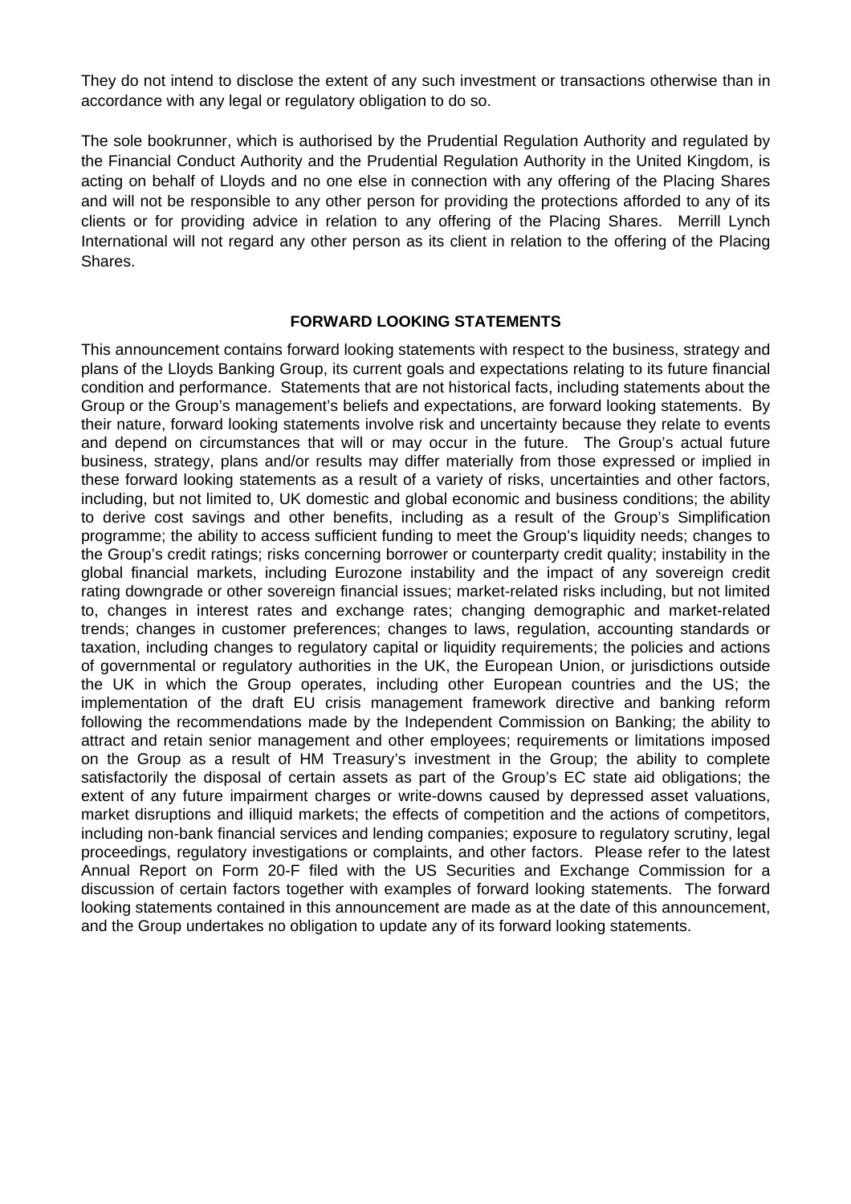They do not intend to disclose the extent of any such investment or transactions otherwise than in accordance with any legal or regulatory obligation to do so.

The sole bookrunner, which is authorised by the Prudential Regulation Authority and regulated by the Financial Conduct Authority and the Prudential Regulation Authority in the United Kingdom, is acting on behalf of Lloyds and no one else in connection with any offering of the Placing Shares and will not be responsible to any other person for providing the protections afforded to any of its clients or for providing advice in relation to any offering of the Placing Shares. Merrill Lynch International will not regard any other person as its client in relation to the offering of the Placing Shares.

## FORWARD LOOKING STATEMENTS

This announcement contains forward looking statements with respect to the business, strategy and plans of the Lloyds Banking Group, its current goals and expectations relating to its future financial condition and performance. Statements that are not historical facts, including statements about the Group or the Group's management's beliefs and expectations, are forward looking statements. By their nature, forward looking statements involve risk and uncertainty because they relate to events and depend on circumstances that will or may occur in the future. The Group's actual future business, strategy, plans and/or results may differ materially from those expressed or implied in these forward looking statements as a result of a variety of risks, uncertainties and other factors, including, but not limited to, UK domestic and global economic and business conditions; the ability to derive cost savings and other benefits, including as a result of the Group's Simplification programme; the ability to access sufficient funding to meet the Group's liquidity needs; changes to the Group's credit ratings; risks concerning borrower or counterparty credit quality; instability in the global financial markets, including Eurozone instability and the impact of any sovereign credit rating downgrade or other sovereign financial issues; market-related risks including, but not limited to, changes in interest rates and exchange rates; changing demographic and market-related trends; changes in customer preferences; changes to laws, regulation, accounting standards or taxation, including changes to regulatory capital or liquidity requirements; the policies and actions of governmental or regulatory authorities in the UK, the European Union, or jurisdictions outside the UK in which the Group operates, including other European countries and the US; the implementation of the draft EU crisis management framework directive and banking reform following the recommendations made by the Independent Commission on Banking; the ability to attract and retain senior management and other employees; requirements or limitations imposed on the Group as a result of HM Treasury's investment in the Group; the ability to complete satisfactorily the disposal of certain assets as part of the Group's EC state aid obligations; the extent of any future impairment charges or write-downs caused by depressed asset valuations, market disruptions and illiquid markets; the effects of competition and the actions of competitors, including non-bank financial services and lending companies; exposure to regulatory scrutiny, legal proceedings, regulatory investigations or complaints, and other factors. Please refer to the latest Annual Report on Form 20-F filed with the US Securities and Exchange Commission for a discussion of certain factors together with examples of forward looking statements. The forward looking statements contained in this announcement are made as at the date of this announcement, and the Group undertakes no obligation to update any of its forward looking statements.